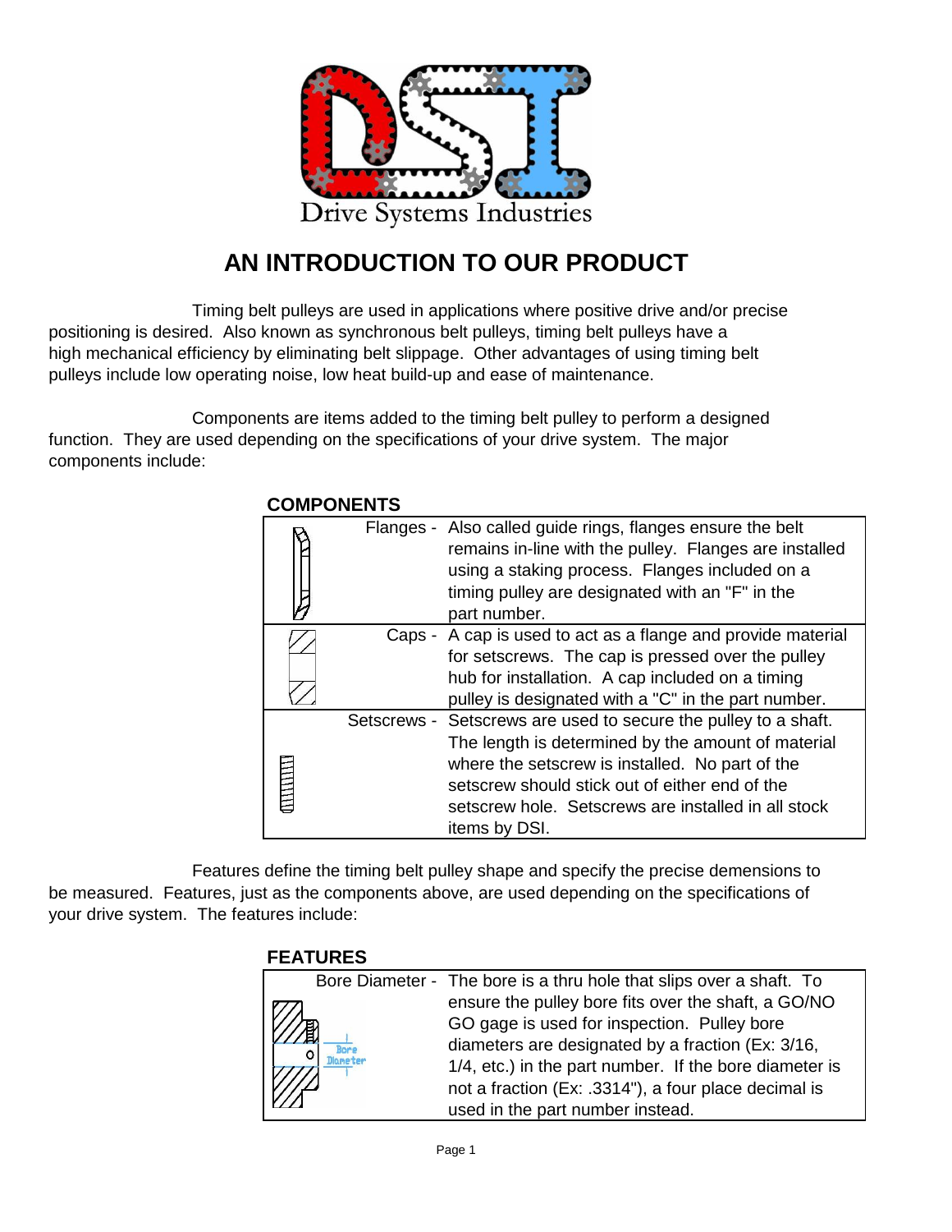Drive Systems Industries

# AN INTRODUCTION TO OUR PRODUCT

Timing belt pulleys are used in applications where positive drive and/or precise positioning is desired. Also known as synchronous belt pulleys, timing belt pulleys have a high mechanical efficiency by eliminating belt slippage. Other advantages of using timing belt pulleys include low operating noise, low heat build-up and ease of maintenance.

Components are items added to the timing belt pulley to perform a designed function. They are used depending on the specifications of your drive system. The major components include:

## COMPONENTS

| Component | Description |
|---|---|
| Flanges - | Also called guide rings, flanges ensure the belt remains in-line with the pulley. Flanges are installed using a staking process. Flanges included on a timing pulley are designated with an "F" in the part number. |
| Caps - | A cap is used to act as a flange and provide material for setscrews. The cap is pressed over the pulley hub for installation. A cap included on a timing pulley is designated with a "C" in the part number. |
| Setscrews - | Setscrews are used to secure the pulley to a shaft. The length is determined by the amount of material where the setscrew is installed. No part of the setscrew should stick out of either end of the setscrew hole. Setscrews are installed in all stock items by DSI. |

Features define the timing belt pulley shape and specify the precise demensions to be measured. Features, just as the components above, are used depending on the specifications of your drive system. The features include:

## FEATURES

| Feature | Description |
|---|---|
| Bore Diameter - | The bore is a thru hole that slips over a shaft. To ensure the pulley bore fits over the shaft, a GO/NO GO gage is used for inspection. Pulley bore diameters are designated by a fraction (Ex: 3/16, 1/4, etc.) in the part number. If the bore diameter is not a fraction (Ex: .3314"), a four place decimal is used in the part number instead. |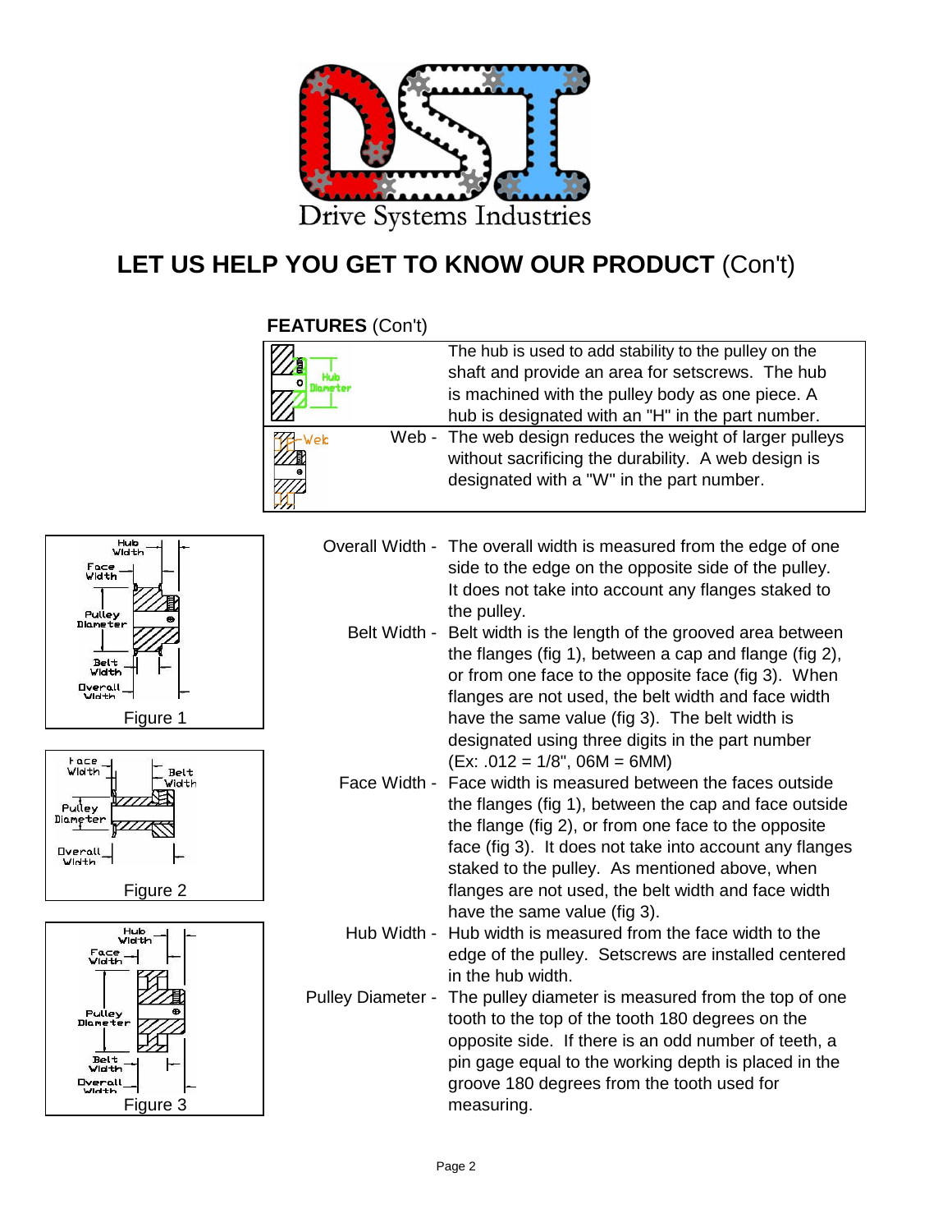Drive Systems Industries

# LET US HELP YOU GET TO KNOW OUR PRODUCT (Con't)

## FEATURES (Con't)

| | |
|---|---|
| Hub Diameter | The hub is used to add stability to the pulley on the shaft and provide an area for setscrews. The hub is machined with the pulley body as one piece. A hub is designated with an "H" in the part number. |
| Web | Web - The web design reduces the weight of larger pulleys without sacrificing the durability. A web design is designated with a "W" in the part number. |

Hub Width
Face Width
Pulley Diameter
Belt Width
Overall Width

Figure 1

Face Width
Belt Width
Pulley Diameter
Overall Width

Figure 2

Hub Width
Face Width
Pulley Diameter
Belt Width
Overall Width

Figure 3

**Overall Width** - The overall width is measured from the edge of one side to the edge on the opposite side of the pulley. It does not take into account any flanges staked to the pulley.

**Belt Width** - Belt width is the length of the grooved area between the flanges (fig 1), between a cap and flange (fig 2), or from one face to the opposite face (fig 3). When flanges are not used, the belt width and face width have the same value (fig 3). The belt width is designated using three digits in the part number (Ex: .012 = 1/8", 06M = 6MM)

**Face Width** - Face width is measured between the faces outside the flanges (fig 1), between the cap and face outside the flange (fig 2), or from one face to the opposite face (fig 3). It does not take into account any flanges staked to the pulley. As mentioned above, when flanges are not used, the belt width and face width have the same value (fig 3).

**Hub Width** - Hub width is measured from the face width to the edge of the pulley. Setscrews are installed centered in the hub width.

**Pulley Diameter** - The pulley diameter is measured from the top of one tooth to the top of the tooth 180 degrees on the opposite side. If there is an odd number of teeth, a pin gage equal to the working depth is placed in the groove 180 degrees from the tooth used for measuring.